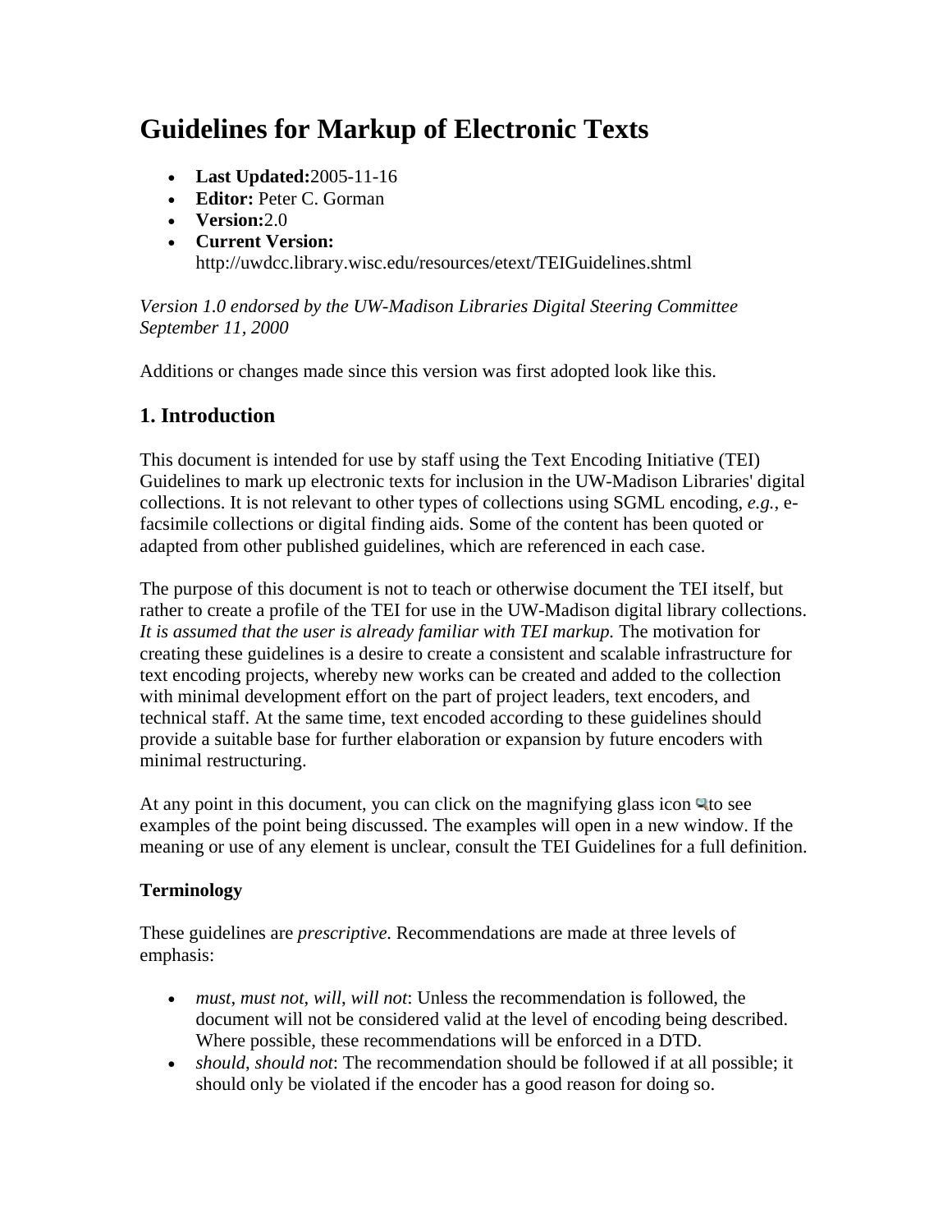# Guidelines for Markup of Electronic Texts

- **Last Updated:**2005-11-16
- **Editor:** Peter C. Gorman
- **Version:**2.0
- **Current Version:** http://uwdcc.library.wisc.edu/resources/etext/TEIGuidelines.shtml

*Version 1.0 endorsed by the UW-Madison Libraries Digital Steering Committee September 11, 2000*

Additions or changes made since this version was first adopted look like this.

## 1. Introduction

This document is intended for use by staff using the Text Encoding Initiative (TEI) Guidelines to mark up electronic texts for inclusion in the UW-Madison Libraries' digital collections. It is not relevant to other types of collections using SGML encoding, *e.g.*, e-facsimile collections or digital finding aids. Some of the content has been quoted or adapted from other published guidelines, which are referenced in each case.

The purpose of this document is not to teach or otherwise document the TEI itself, but rather to create a profile of the TEI for use in the UW-Madison digital library collections. *It is assumed that the user is already familiar with TEI markup.* The motivation for creating these guidelines is a desire to create a consistent and scalable infrastructure for text encoding projects, whereby new works can be created and added to the collection with minimal development effort on the part of project leaders, text encoders, and technical staff. At the same time, text encoded according to these guidelines should provide a suitable base for further elaboration or expansion by future encoders with minimal restructuring.

At any point in this document, you can click on the magnifying glass icon to see examples of the point being discussed. The examples will open in a new window. If the meaning or use of any element is unclear, consult the TEI Guidelines for a full definition.

### Terminology

These guidelines are *prescriptive*. Recommendations are made at three levels of emphasis:

- *must*, *must not*, *will*, *will not*: Unless the recommendation is followed, the document will not be considered valid at the level of encoding being described. Where possible, these recommendations will be enforced in a DTD.
- *should*, *should not*: The recommendation should be followed if at all possible; it should only be violated if the encoder has a good reason for doing so.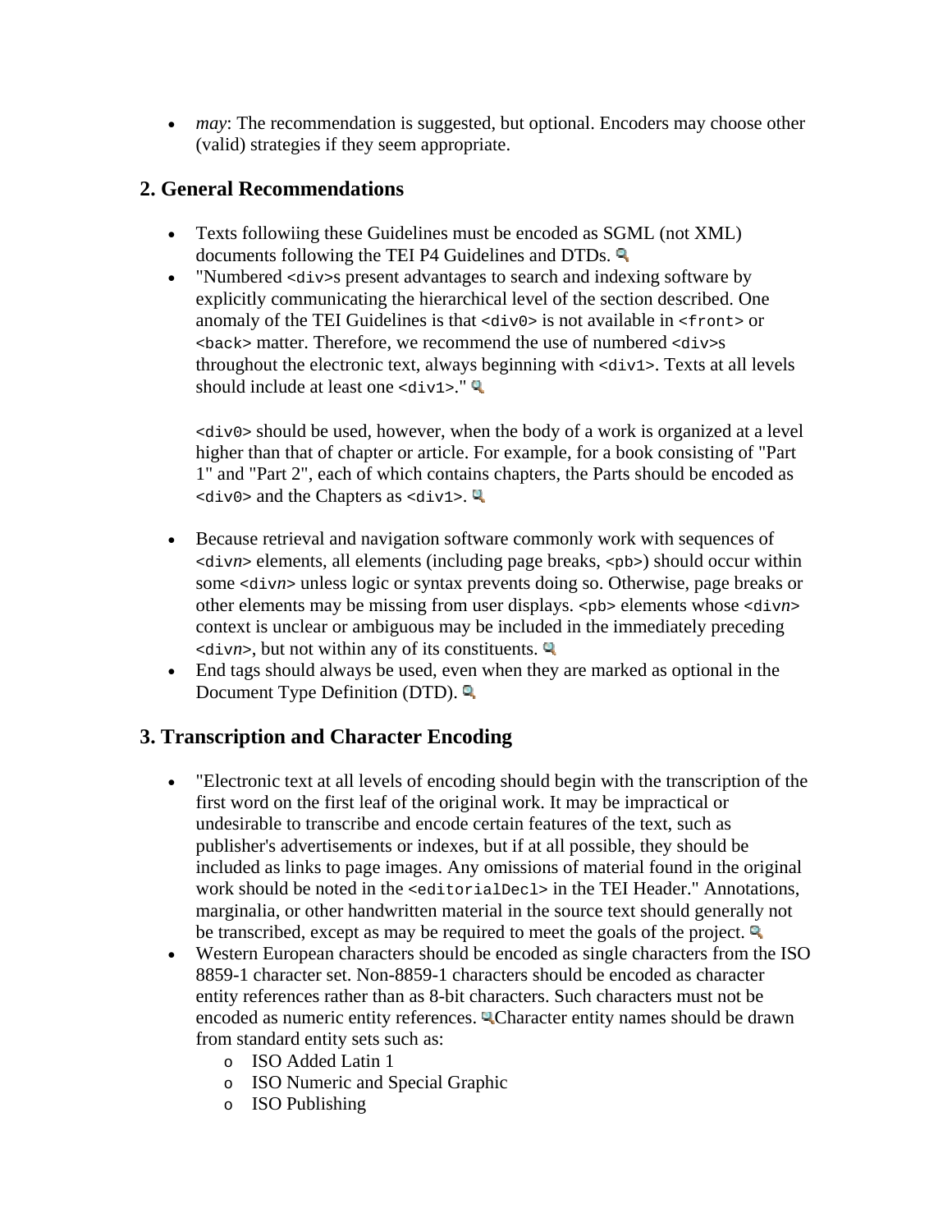- *may*: The recommendation is suggested, but optional. Encoders may choose other (valid) strategies if they seem appropriate.

## 2. General Recommendations

- Texts followiing these Guidelines must be encoded as SGML (not XML) documents following the TEI P4 Guidelines and DTDs.
- "Numbered `<div>`s present advantages to search and indexing software by explicitly communicating the hierarchical level of the section described. One anomaly of the TEI Guidelines is that `<div0>` is not available in `<front>` or `<back>` matter. Therefore, we recommend the use of numbered `<div>`s throughout the electronic text, always beginning with `<div1>`. Texts at all levels should include at least one `<div1>`."

  `<div0>` should be used, however, when the body of a work is organized at a level higher than that of chapter or article. For example, for a book consisting of "Part 1" and "Part 2", each of which contains chapters, the Parts should be encoded as `<div0>` and the Chapters as `<div1>`.

- Because retrieval and navigation software commonly work with sequences of `<div`*n*`>` elements, all elements (including page breaks, `<pb>`) should occur within some `<div`*n*`>` unless logic or syntax prevents doing so. Otherwise, page breaks or other elements may be missing from user displays. `<pb>` elements whose `<div`*n*`>` context is unclear or ambiguous may be included in the immediately preceding `<div`*n*`>`, but not within any of its constituents.
- End tags should always be used, even when they are marked as optional in the Document Type Definition (DTD).

## 3. Transcription and Character Encoding

- "Electronic text at all levels of encoding should begin with the transcription of the first word on the first leaf of the original work. It may be impractical or undesirable to transcribe and encode certain features of the text, such as publisher's advertisements or indexes, but if at all possible, they should be included as links to page images. Any omissions of material found in the original work should be noted in the `<editorialDecl>` in the TEI Header." Annotations, marginalia, or other handwritten material in the source text should generally not be transcribed, except as may be required to meet the goals of the project.
- Western European characters should be encoded as single characters from the ISO 8859-1 character set. Non-8859-1 characters should be encoded as character entity references rather than as 8-bit characters. Such characters must not be encoded as numeric entity references. Character entity names should be drawn from standard entity sets such as:
  - ISO Added Latin 1
  - ISO Numeric and Special Graphic
  - ISO Publishing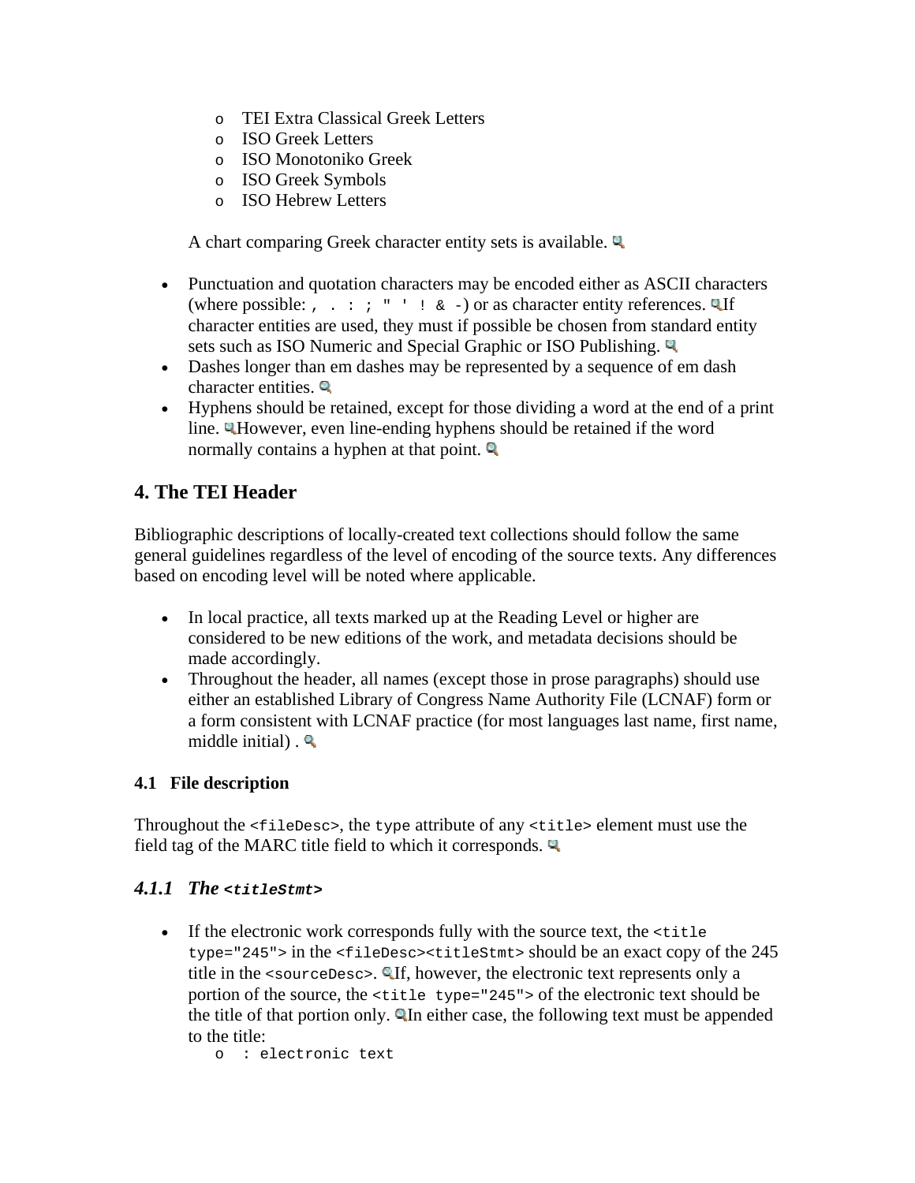- TEI Extra Classical Greek Letters
    - ISO Greek Letters
    - ISO Monotoniko Greek
    - ISO Greek Symbols
    - ISO Hebrew Letters

  A chart comparing Greek character entity sets is available.

- Punctuation and quotation characters may be encoded either as ASCII characters (where possible: `, . : ; " ' ! & -`) or as character entity references. If character entities are used, they must if possible be chosen from standard entity sets such as ISO Numeric and Special Graphic or ISO Publishing.
- Dashes longer than em dashes may be represented by a sequence of em dash character entities.
- Hyphens should be retained, except for those dividing a word at the end of a print line. However, even line-ending hyphens should be retained if the word normally contains a hyphen at that point.

## 4. The TEI Header

Bibliographic descriptions of locally-created text collections should follow the same general guidelines regardless of the level of encoding of the source texts. Any differences based on encoding level will be noted where applicable.

- In local practice, all texts marked up at the Reading Level or higher are considered to be new editions of the work, and metadata decisions should be made accordingly.
- Throughout the header, all names (except those in prose paragraphs) should use either an established Library of Congress Name Authority File (LCNAF) form or a form consistent with LCNAF practice (for most languages last name, first name, middle initial) .

### 4.1 File description

Throughout the `<fileDesc>`, the `type` attribute of any `<title>` element must use the field tag of the MARC title field to which it corresponds.

#### *4.1.1 The `<titleStmt>`*

- If the electronic work corresponds fully with the source text, the `<title type="245">` in the `<fileDesc><titleStmt>` should be an exact copy of the 245 title in the `<sourceDesc>`. If, however, the electronic text represents only a portion of the source, the `<title type="245">` of the electronic text should be the title of that portion only. In either case, the following text must be appended to the title:
    - `: electronic text`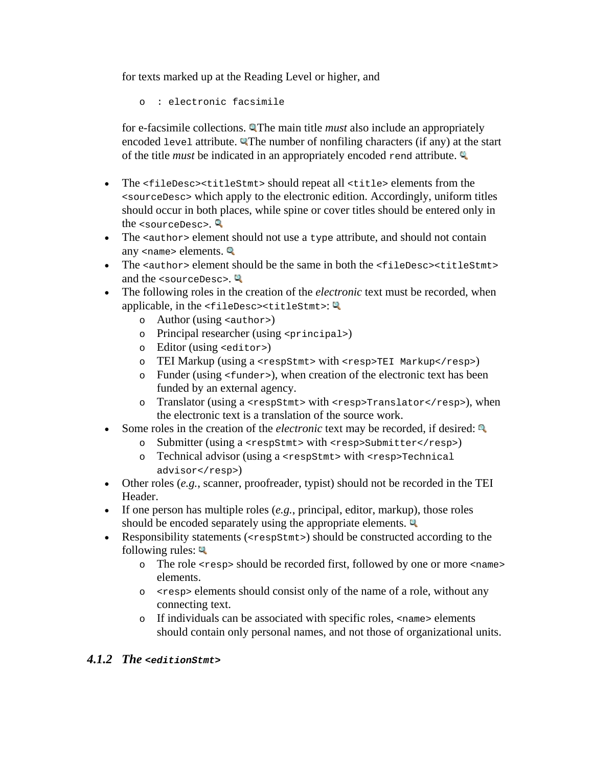for texts marked up at the Reading Level or higher, and

- : electronic facsimile

for e-facsimile collections. The main title *must* also include an appropriately encoded `level` attribute. The number of nonfiling characters (if any) at the start of the title *must* be indicated in an appropriately encoded `rend` attribute.

- The `<fileDesc><titleStmt>` should repeat all `<title>` elements from the `<sourceDesc>` which apply to the electronic edition. Accordingly, uniform titles should occur in both places, while spine or cover titles should be entered only in the `<sourceDesc>`.
- The `<author>` element should not use a `type` attribute, and should not contain any `<name>` elements.
- The `<author>` element should be the same in both the `<fileDesc><titleStmt>` and the `<sourceDesc>`.
- The following roles in the creation of the *electronic* text must be recorded, when applicable, in the `<fileDesc><titleStmt>`:
  - Author (using `<author>`)
  - Principal researcher (using `<principal>`)
  - Editor (using `<editor>`)
  - TEI Markup (using a `<respStmt>` with `<resp>TEI Markup</resp>`)
  - Funder (using `<funder>`), when creation of the electronic text has been funded by an external agency.
  - Translator (using a `<respStmt>` with `<resp>Translator</resp>`), when the electronic text is a translation of the source work.
- Some roles in the creation of the *electronic* text may be recorded, if desired:
  - Submitter (using a `<respStmt>` with `<resp>Submitter</resp>`)
  - Technical advisor (using a `<respStmt>` with `<resp>Technical advisor</resp>`)
- Other roles (*e.g.*, scanner, proofreader, typist) should not be recorded in the TEI Header.
- If one person has multiple roles (*e.g.*, principal, editor, markup), those roles should be encoded separately using the appropriate elements.
- Responsibility statements (`<respStmt>`) should be constructed according to the following rules:
  - The role `<resp>` should be recorded first, followed by one or more `<name>` elements.
  - `<resp>` elements should consist only of the name of a role, without any connecting text.
  - If individuals can be associated with specific roles, `<name>` elements should contain only personal names, and not those of organizational units.

### 4.1.2 *The `<editionStmt>`*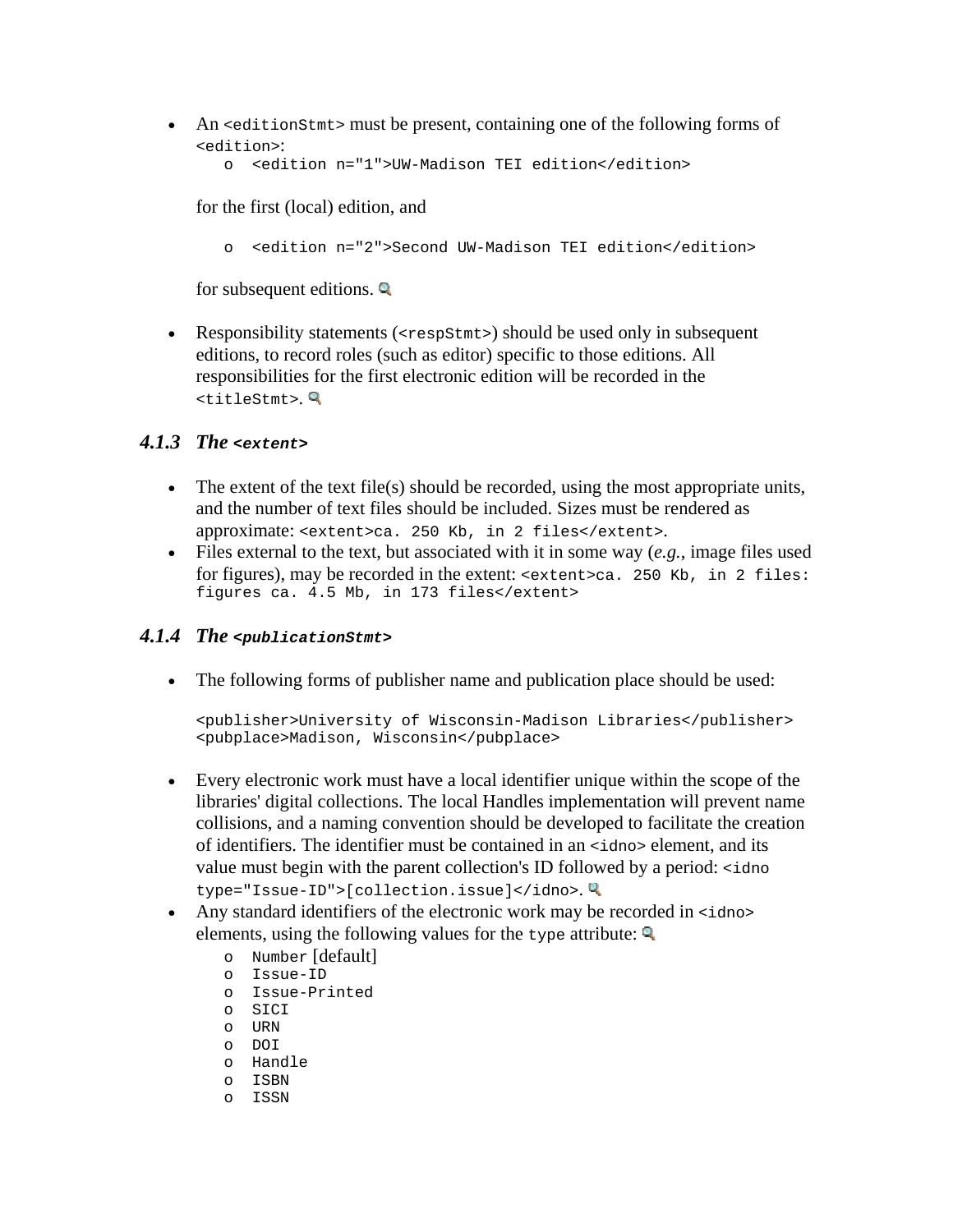- An `<editionStmt>` must be present, containing one of the following forms of `<edition>`:
  - `<edition n="1">UW-Madison TEI edition</edition>`

  for the first (local) edition, and

  - `<edition n="2">Second UW-Madison TEI edition</edition>`

  for subsequent editions.

- Responsibility statements (`<respStmt>`) should be used only in subsequent editions, to record roles (such as editor) specific to those editions. All responsibilities for the first electronic edition will be recorded in the `<titleStmt>`.

### 4.1.3 *The* `<extent>`

- The extent of the text file(s) should be recorded, using the most appropriate units, and the number of text files should be included. Sizes must be rendered as approximate: `<extent>ca. 250 Kb, in 2 files</extent>`.
- Files external to the text, but associated with it in some way (*e.g.*, image files used for figures), may be recorded in the extent: `<extent>ca. 250 Kb, in 2 files: figures ca. 4.5 Mb, in 173 files</extent>`

### 4.1.4 *The* `<publicationStmt>`

- The following forms of publisher name and publication place should be used:

  ```
  <publisher>University of Wisconsin-Madison Libraries</publisher>
  <pubplace>Madison, Wisconsin</pubplace>
  ```

- Every electronic work must have a local identifier unique within the scope of the libraries' digital collections. The local Handles implementation will prevent name collisions, and a naming convention should be developed to facilitate the creation of identifiers. The identifier must be contained in an `<idno>` element, and its value must begin with the parent collection's ID followed by a period: `<idno type="Issue-ID">[collection.issue]</idno>`.
- Any standard identifiers of the electronic work may be recorded in `<idno>` elements, using the following values for the `type` attribute:
  - `Number` [default]
  - `Issue-ID`
  - `Issue-Printed`
  - `SICI`
  - `URN`
  - `DOI`
  - `Handle`
  - `ISBN`
  - `ISSN`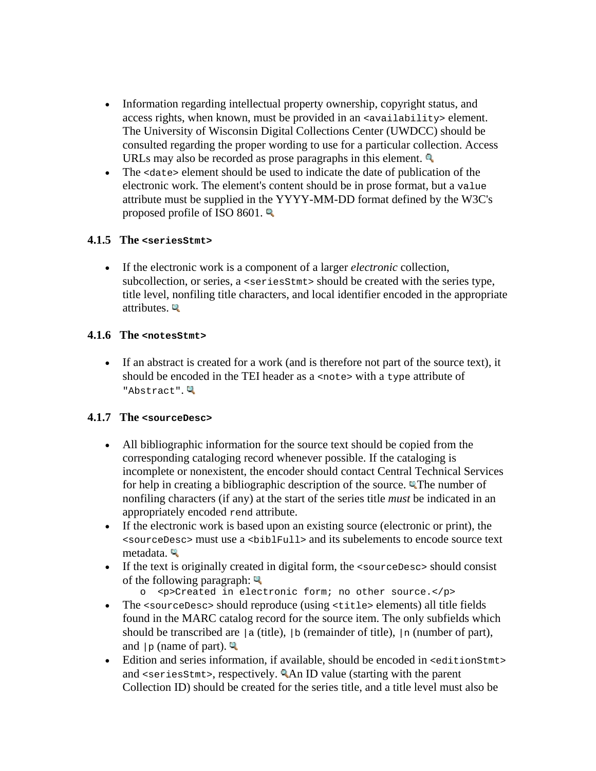- Information regarding intellectual property ownership, copyright status, and access rights, when known, must be provided in an `<availability>` element. The University of Wisconsin Digital Collections Center (UWDCC) should be consulted regarding the proper wording to use for a particular collection. Access URLs may also be recorded as prose paragraphs in this element.
- The `<date>` element should be used to indicate the date of publication of the electronic work. The element's content should be in prose format, but a `value` attribute must be supplied in the YYYY-MM-DD format defined by the W3C's proposed profile of ISO 8601.

### 4.1.5 The `<seriesStmt>`

- If the electronic work is a component of a larger *electronic* collection, subcollection, or series, a `<seriesStmt>` should be created with the series type, title level, nonfiling title characters, and local identifier encoded in the appropriate attributes.

### 4.1.6 The `<notesStmt>`

- If an abstract is created for a work (and is therefore not part of the source text), it should be encoded in the TEI header as a `<note>` with a `type` attribute of `"Abstract"`.

### 4.1.7 The `<sourceDesc>`

- All bibliographic information for the source text should be copied from the corresponding cataloging record whenever possible. If the cataloging is incomplete or nonexistent, the encoder should contact Central Technical Services for help in creating a bibliographic description of the source. The number of nonfiling characters (if any) at the start of the series title *must* be indicated in an appropriately encoded `rend` attribute.
- If the electronic work is based upon an existing source (electronic or print), the `<sourceDesc>` must use a `<biblFull>` and its subelements to encode source text metadata.
- If the text is originally created in digital form, the `<sourceDesc>` should consist of the following paragraph:
  - `<p>Created in electronic form; no other source.</p>`
- The `<sourceDesc>` should reproduce (using `<title>` elements) all title fields found in the MARC catalog record for the source item. The only subfields which should be transcribed are `|a` (title), `|b` (remainder of title), `|n` (number of part), and `|p` (name of part).
- Edition and series information, if available, should be encoded in `<editionStmt>` and `<seriesStmt>`, respectively. An ID value (starting with the parent Collection ID) should be created for the series title, and a title level must also be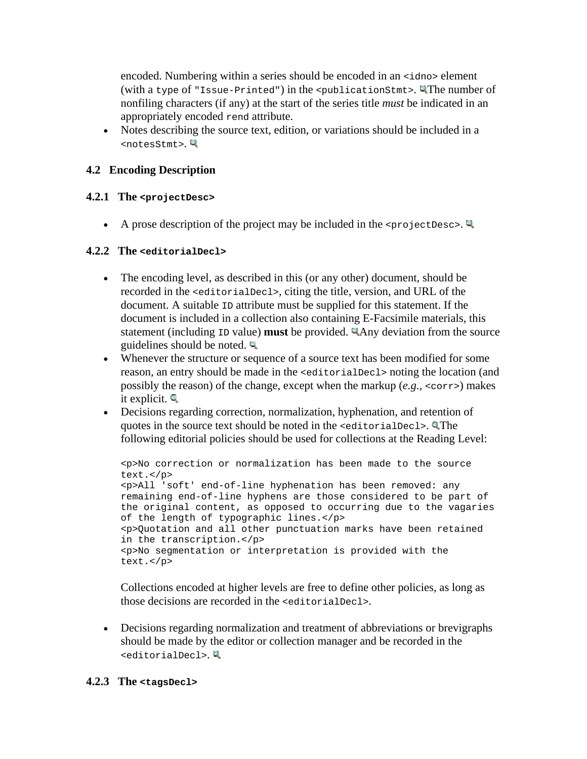encoded. Numbering within a series should be encoded in an `<idno>` element (with a `type` of `"Issue-Printed"`) in the `<publicationStmt>`. The number of nonfiling characters (if any) at the start of the series title *must* be indicated in an appropriately encoded `rend` attribute.

- Notes describing the source text, edition, or variations should be included in a `<notesStmt>`.

## 4.2 Encoding Description

### 4.2.1 The `<projectDesc>`

- A prose description of the project may be included in the `<projectDesc>`.

### 4.2.2 The `<editorialDecl>`

- The encoding level, as described in this (or any other) document, should be recorded in the `<editorialDecl>`, citing the title, version, and URL of the document. A suitable `ID` attribute must be supplied for this statement. If the document is included in a collection also containing E-Facsimile materials, this statement (including `ID` value) **must** be provided. Any deviation from the source guidelines should be noted.
- Whenever the structure or sequence of a source text has been modified for some reason, an entry should be made in the `<editorialDecl>` noting the location (and possibly the reason) of the change, except when the markup (*e.g.*, `<corr>`) makes it explicit.
- Decisions regarding correction, normalization, hyphenation, and retention of quotes in the source text should be noted in the `<editorialDecl>`. The following editorial policies should be used for collections at the Reading Level:

```
<p>No correction or normalization has been made to the source
text.</p>
<p>All 'soft' end-of-line hyphenation has been removed: any
remaining end-of-line hyphens are those considered to be part of
the original content, as opposed to occurring due to the vagaries
of the length of typographic lines.</p>
<p>Quotation and all other punctuation marks have been retained
in the transcription.</p>
<p>No segmentation or interpretation is provided with the
text.</p>
```

  Collections encoded at higher levels are free to define other policies, as long as those decisions are recorded in the `<editorialDecl>`.

- Decisions regarding normalization and treatment of abbreviations or brevigraphs should be made by the editor or collection manager and be recorded in the `<editorialDecl>`.

### 4.2.3 The `<tagsDecl>`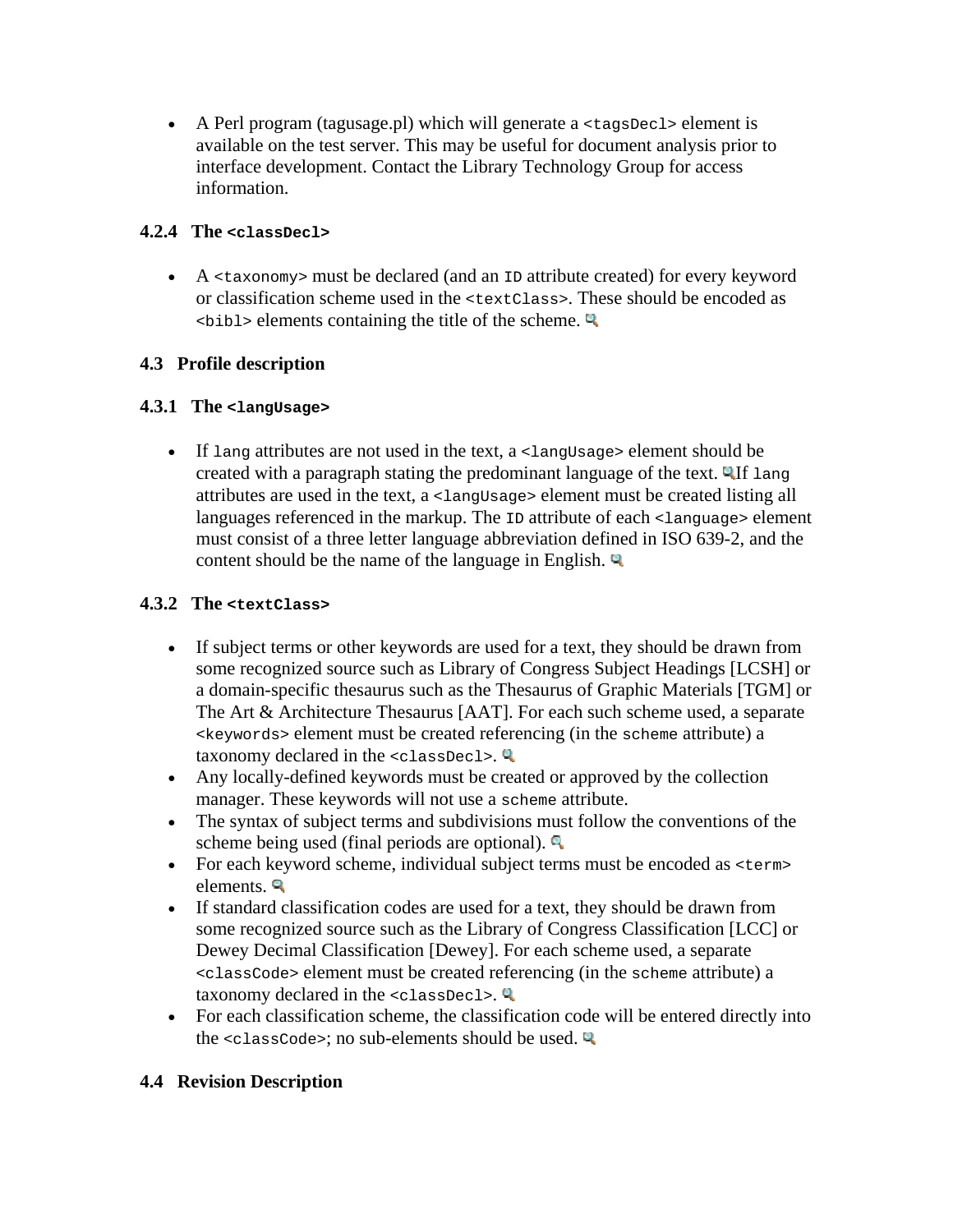- A Perl program (tagusage.pl) which will generate a `<tagsDecl>` element is available on the test server. This may be useful for document analysis prior to interface development. Contact the Library Technology Group for access information.

### 4.2.4 The `<classDecl>`

- A `<taxonomy>` must be declared (and an `ID` attribute created) for every keyword or classification scheme used in the `<textClass>`. These should be encoded as `<bibl>` elements containing the title of the scheme.

## 4.3 Profile description

### 4.3.1 The `<langUsage>`

- If `lang` attributes are not used in the text, a `<langUsage>` element should be created with a paragraph stating the predominant language of the text. If `lang` attributes are used in the text, a `<langUsage>` element must be created listing all languages referenced in the markup. The `ID` attribute of each `<language>` element must consist of a three letter language abbreviation defined in ISO 639-2, and the content should be the name of the language in English.

### 4.3.2 The `<textClass>`

- If subject terms or other keywords are used for a text, they should be drawn from some recognized source such as Library of Congress Subject Headings [LCSH] or a domain-specific thesaurus such as the Thesaurus of Graphic Materials [TGM] or The Art & Architecture Thesaurus [AAT]. For each such scheme used, a separate `<keywords>` element must be created referencing (in the `scheme` attribute) a taxonomy declared in the `<classDecl>`.
- Any locally-defined keywords must be created or approved by the collection manager. These keywords will not use a `scheme` attribute.
- The syntax of subject terms and subdivisions must follow the conventions of the scheme being used (final periods are optional).
- For each keyword scheme, individual subject terms must be encoded as `<term>` elements.
- If standard classification codes are used for a text, they should be drawn from some recognized source such as the Library of Congress Classification [LCC] or Dewey Decimal Classification [Dewey]. For each scheme used, a separate `<classCode>` element must be created referencing (in the `scheme` attribute) a taxonomy declared in the `<classDecl>`.
- For each classification scheme, the classification code will be entered directly into the `<classCode>`; no sub-elements should be used.

## 4.4 Revision Description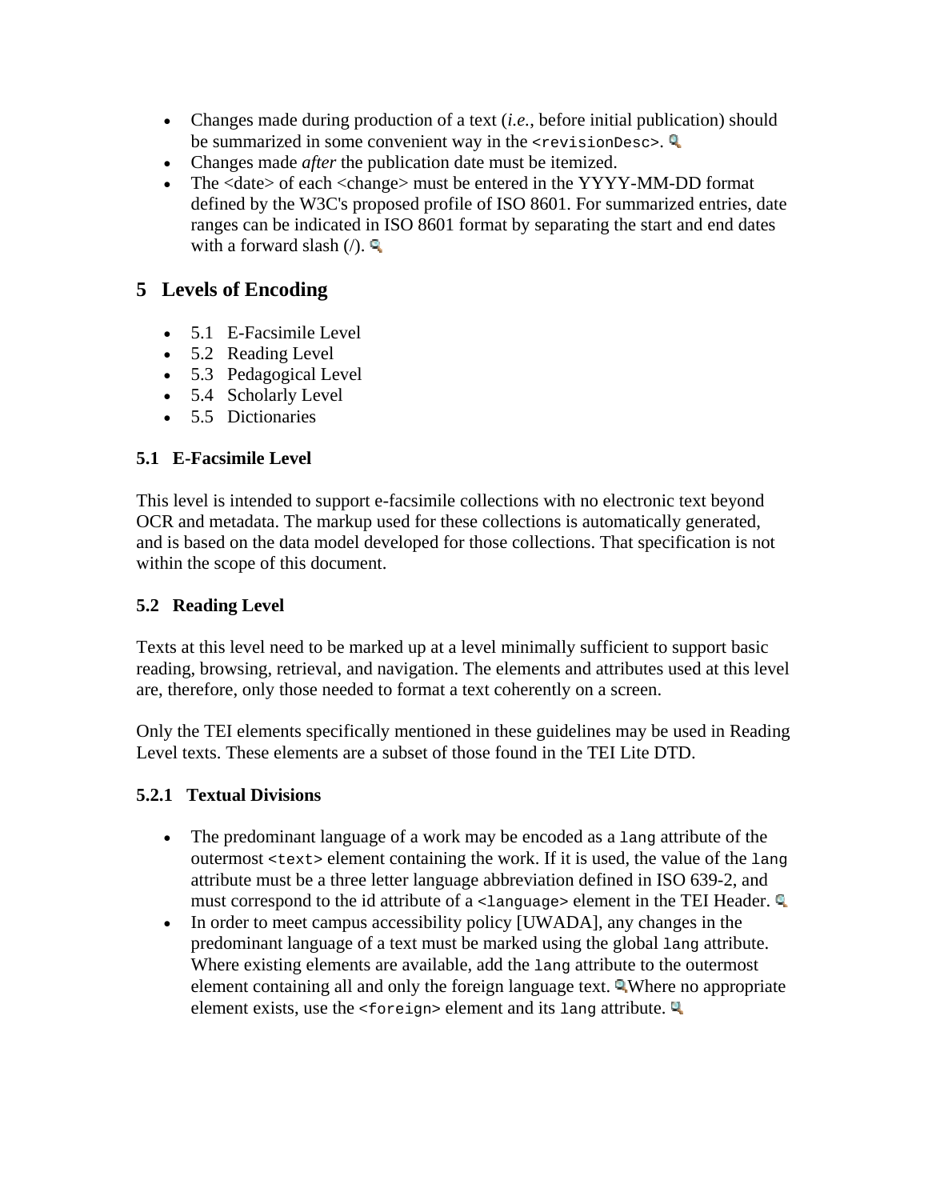- Changes made during production of a text (*i.e.*, before initial publication) should be summarized in some convenient way in the `<revisionDesc>`.
- Changes made *after* the publication date must be itemized.
- The <date> of each <change> must be entered in the YYYY-MM-DD format defined by the W3C's proposed profile of ISO 8601. For summarized entries, date ranges can be indicated in ISO 8601 format by separating the start and end dates with a forward slash (/).

## 5 Levels of Encoding

- 5.1 E-Facsimile Level
- 5.2 Reading Level
- 5.3 Pedagogical Level
- 5.4 Scholarly Level
- 5.5 Dictionaries

### 5.1 E-Facsimile Level

This level is intended to support e-facsimile collections with no electronic text beyond OCR and metadata. The markup used for these collections is automatically generated, and is based on the data model developed for those collections. That specification is not within the scope of this document.

### 5.2 Reading Level

Texts at this level need to be marked up at a level minimally sufficient to support basic reading, browsing, retrieval, and navigation. The elements and attributes used at this level are, therefore, only those needed to format a text coherently on a screen.

Only the TEI elements specifically mentioned in these guidelines may be used in Reading Level texts. These elements are a subset of those found in the TEI Lite DTD.

#### 5.2.1 Textual Divisions

- The predominant language of a work may be encoded as a `lang` attribute of the outermost `<text>` element containing the work. If it is used, the value of the `lang` attribute must be a three letter language abbreviation defined in ISO 639-2, and must correspond to the id attribute of a `<language>` element in the TEI Header.
- In order to meet campus accessibility policy [UWADA], any changes in the predominant language of a text must be marked using the global `lang` attribute. Where existing elements are available, add the `lang` attribute to the outermost element containing all and only the foreign language text. Where no appropriate element exists, use the `<foreign>` element and its `lang` attribute.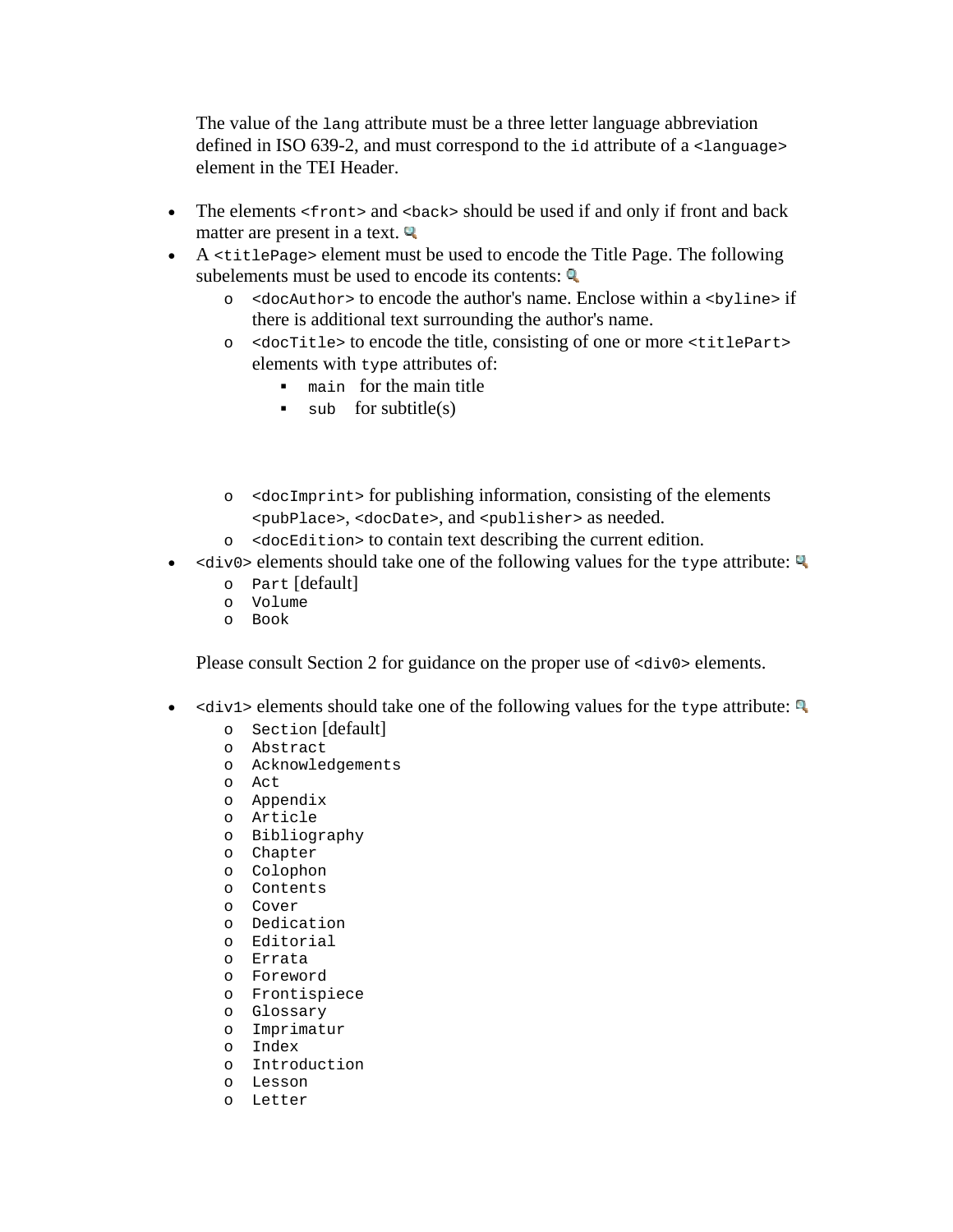The value of the `lang` attribute must be a three letter language abbreviation defined in ISO 639-2, and must correspond to the `id` attribute of a `<language>` element in the TEI Header.

- The elements `<front>` and `<back>` should be used if and only if front and back matter are present in a text.
- A `<titlePage>` element must be used to encode the Title Page. The following subelements must be used to encode its contents:
  - `<docAuthor>` to encode the author's name. Enclose within a `<byline>` if there is additional text surrounding the author's name.
  - `<docTitle>` to encode the title, consisting of one or more `<titlePart>` elements with `type` attributes of:
    - `main` for the main title
    - `sub` for subtitle(s)
  - `<docImprint>` for publishing information, consisting of the elements `<pubPlace>`, `<docDate>`, and `<publisher>` as needed.
  - `<docEdition>` to contain text describing the current edition.
- `<div0>` elements should take one of the following values for the `type` attribute:
  - `Part` [default]
  - `Volume`
  - `Book`

  Please consult Section 2 for guidance on the proper use of `<div0>` elements.

- `<div1>` elements should take one of the following values for the `type` attribute:
  - `Section` [default]
  - `Abstract`
  - `Acknowledgements`
  - `Act`
  - `Appendix`
  - `Article`
  - `Bibliography`
  - `Chapter`
  - `Colophon`
  - `Contents`
  - `Cover`
  - `Dedication`
  - `Editorial`
  - `Errata`
  - `Foreword`
  - `Frontispiece`
  - `Glossary`
  - `Imprimatur`
  - `Index`
  - `Introduction`
  - `Lesson`
  - `Letter`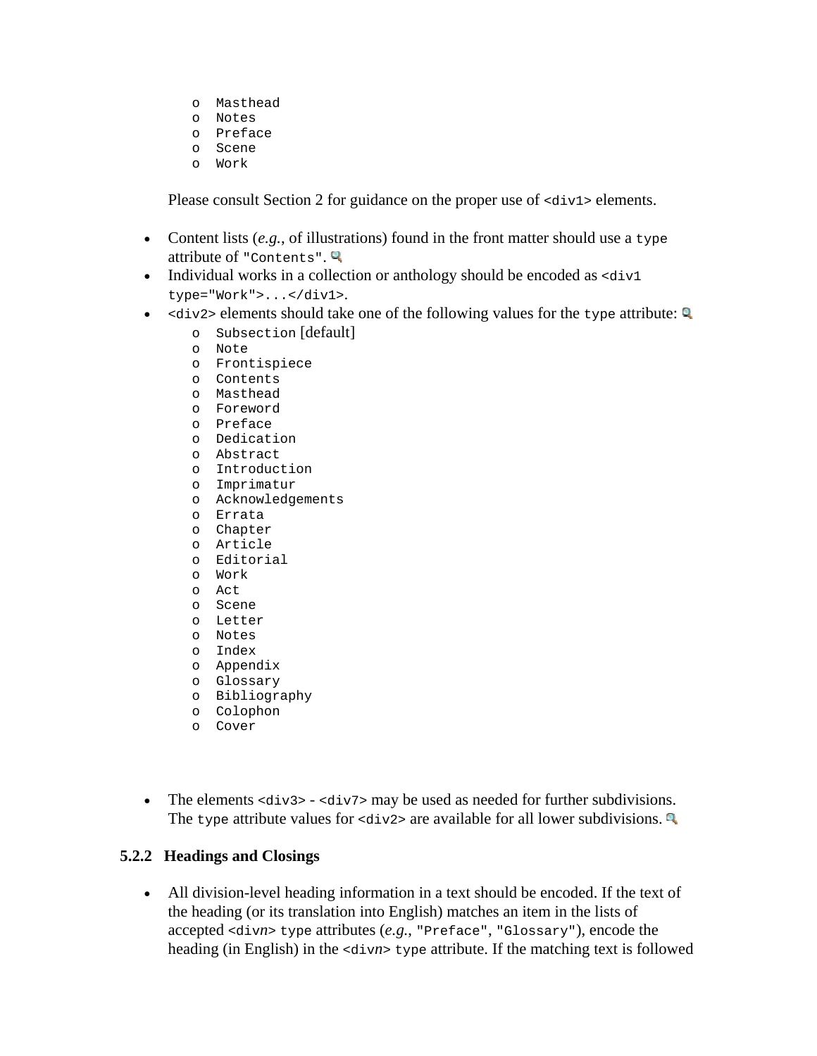- `Masthead`
    - `Notes`
    - `Preface`
    - `Scene`
    - `Work`

  Please consult Section 2 for guidance on the proper use of `<div1>` elements.

- Content lists (*e.g.*, of illustrations) found in the front matter should use a `type` attribute of `"Contents"`.
- Individual works in a collection or anthology should be encoded as `<div1 type="Work">...</div1>`.
- `<div2>` elements should take one of the following values for the `type` attribute:
    - `Subsection` [default]
    - `Note`
    - `Frontispiece`
    - `Contents`
    - `Masthead`
    - `Foreword`
    - `Preface`
    - `Dedication`
    - `Abstract`
    - `Introduction`
    - `Imprimatur`
    - `Acknowledgements`
    - `Errata`
    - `Chapter`
    - `Article`
    - `Editorial`
    - `Work`
    - `Act`
    - `Scene`
    - `Letter`
    - `Notes`
    - `Index`
    - `Appendix`
    - `Glossary`
    - `Bibliography`
    - `Colophon`
    - `Cover`

- The elements `<div3>` - `<div7>` may be used as needed for further subdivisions. The `type` attribute values for `<div2>` are available for all lower subdivisions.

### 5.2.2 Headings and Closings

- All division-level heading information in a text should be encoded. If the text of the heading (or its translation into English) matches an item in the lists of accepted `<div`*n*`>` `type` attributes (*e.g.*, `"Preface"`, `"Glossary"`), encode the heading (in English) in the `<div`*n*`>` `type` attribute. If the matching text is followed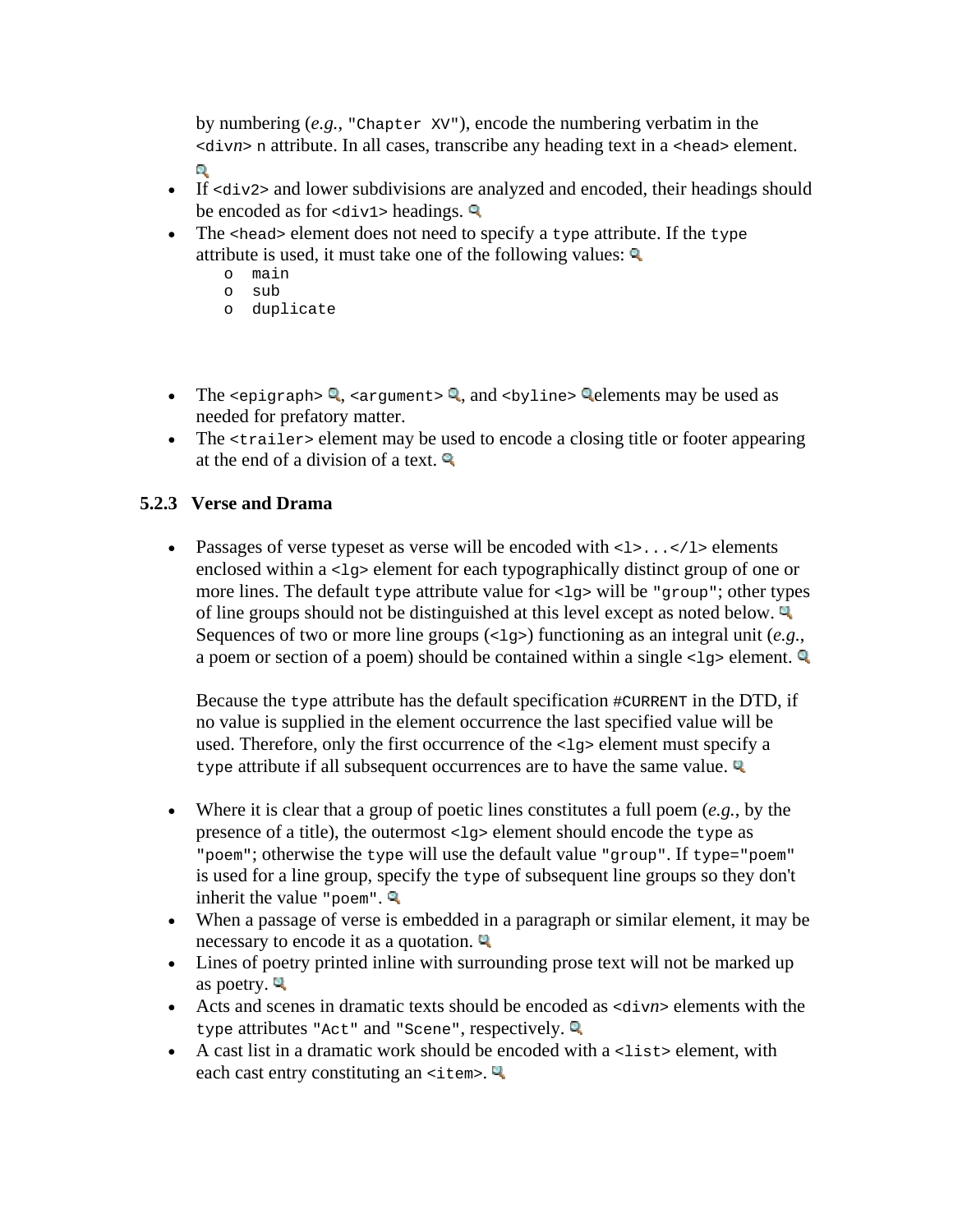by numbering (*e.g.*, `"Chapter XV"`), encode the numbering verbatim in the `<div`*n*`>` `n` attribute. In all cases, transcribe any heading text in a `<head>` element.

- If `<div2>` and lower subdivisions are analyzed and encoded, their headings should be encoded as for `<div1>` headings.
- The `<head>` element does not need to specify a `type` attribute. If the `type` attribute is used, it must take one of the following values:
  - `main`
  - `sub`
  - `duplicate`

- The `<epigraph>`, `<argument>`, and `<byline>` elements may be used as needed for prefatory matter.
- The `<trailer>` element may be used to encode a closing title or footer appearing at the end of a division of a text.

### 5.2.3 Verse and Drama

- Passages of verse typeset as verse will be encoded with `<l>...</l>` elements enclosed within a `<lg>` element for each typographically distinct group of one or more lines. The default `type` attribute value for `<lg>` will be `"group"`; other types of line groups should not be distinguished at this level except as noted below. Sequences of two or more line groups (`<lg>`) functioning as an integral unit (*e.g.*, a poem or section of a poem) should be contained within a single `<lg>` element.

  Because the `type` attribute has the default specification `#CURRENT` in the DTD, if no value is supplied in the element occurrence the last specified value will be used. Therefore, only the first occurrence of the `<lg>` element must specify a `type` attribute if all subsequent occurrences are to have the same value.

- Where it is clear that a group of poetic lines constitutes a full poem (*e.g.*, by the presence of a title), the outermost `<lg>` element should encode the `type` as `"poem"`; otherwise the `type` will use the default value `"group"`. If `type="poem"` is used for a line group, specify the `type` of subsequent line groups so they don't inherit the value `"poem"`.
- When a passage of verse is embedded in a paragraph or similar element, it may be necessary to encode it as a quotation.
- Lines of poetry printed inline with surrounding prose text will not be marked up as poetry.
- Acts and scenes in dramatic texts should be encoded as `<div`*n*`>` elements with the `type` attributes `"Act"` and `"Scene"`, respectively.
- A cast list in a dramatic work should be encoded with a `<list>` element, with each cast entry constituting an `<item>`.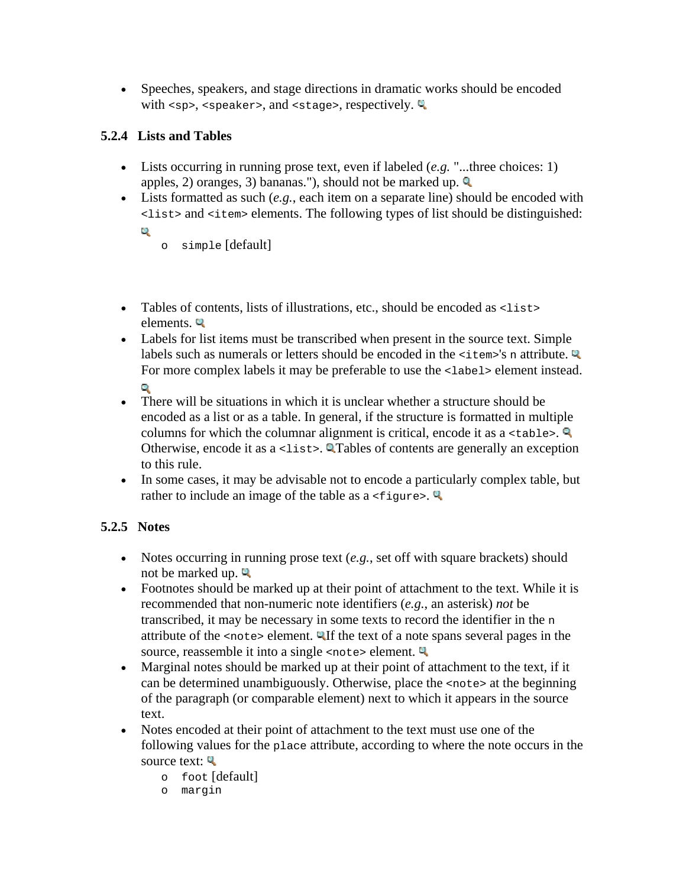- Speeches, speakers, and stage directions in dramatic works should be encoded with `<sp>`, `<speaker>`, and `<stage>`, respectively.

### 5.2.4 Lists and Tables

- Lists occurring in running prose text, even if labeled (*e.g.* "...three choices: 1) apples, 2) oranges, 3) bananas."), should not be marked up.
- Lists formatted as such (*e.g.*, each item on a separate line) should be encoded with `<list>` and `<item>` elements. The following types of list should be distinguished:
  - `simple` [default]
- Tables of contents, lists of illustrations, etc., should be encoded as `<list>` elements.
- Labels for list items must be transcribed when present in the source text. Simple labels such as numerals or letters should be encoded in the `<item>`'s `n` attribute. For more complex labels it may be preferable to use the `<label>` element instead.
- There will be situations in which it is unclear whether a structure should be encoded as a list or as a table. In general, if the structure is formatted in multiple columns for which the columnar alignment is critical, encode it as a `<table>`. Otherwise, encode it as a `<list>`. Tables of contents are generally an exception to this rule.
- In some cases, it may be advisable not to encode a particularly complex table, but rather to include an image of the table as a `<figure>`.

### 5.2.5 Notes

- Notes occurring in running prose text (*e.g.*, set off with square brackets) should not be marked up.
- Footnotes should be marked up at their point of attachment to the text. While it is recommended that non-numeric note identifiers (*e.g.*, an asterisk) *not* be transcribed, it may be necessary in some texts to record the identifier in the `n` attribute of the `<note>` element. If the text of a note spans several pages in the source, reassemble it into a single `<note>` element.
- Marginal notes should be marked up at their point of attachment to the text, if it can be determined unambiguously. Otherwise, place the `<note>` at the beginning of the paragraph (or comparable element) next to which it appears in the source text.
- Notes encoded at their point of attachment to the text must use one of the following values for the `place` attribute, according to where the note occurs in the source text:
  - `foot` [default]
  - `margin`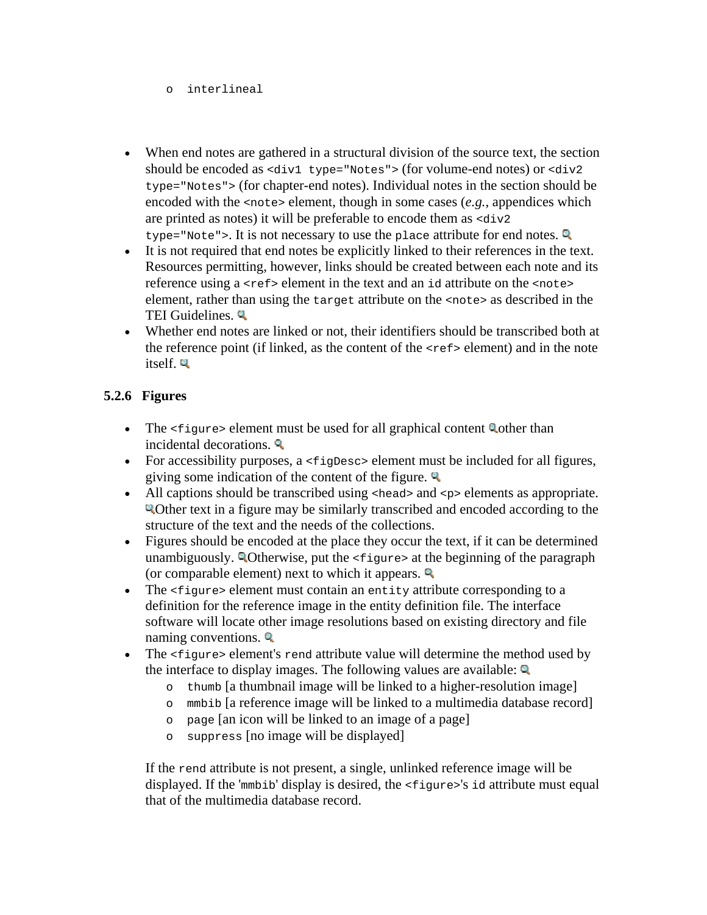- `interlineal`

- When end notes are gathered in a structural division of the source text, the section should be encoded as `<div1 type="Notes">` (for volume-end notes) or `<div2 type="Notes">` (for chapter-end notes). Individual notes in the section should be encoded with the `<note>` element, though in some cases (*e.g.*, appendices which are printed as notes) it will be preferable to encode them as `<div2 type="Note">`. It is not necessary to use the `place` attribute for end notes.
- It is not required that end notes be explicitly linked to their references in the text. Resources permitting, however, links should be created between each note and its reference using a `<ref>` element in the text and an `id` attribute on the `<note>` element, rather than using the `target` attribute on the `<note>` as described in the TEI Guidelines.
- Whether end notes are linked or not, their identifiers should be transcribed both at the reference point (if linked, as the content of the `<ref>` element) and in the note itself.

### 5.2.6 Figures

- The `<figure>` element must be used for all graphical content other than incidental decorations.
- For accessibility purposes, a `<figDesc>` element must be included for all figures, giving some indication of the content of the figure.
- All captions should be transcribed using `<head>` and `<p>` elements as appropriate. Other text in a figure may be similarly transcribed and encoded according to the structure of the text and the needs of the collections.
- Figures should be encoded at the place they occur the text, if it can be determined unambiguously. Otherwise, put the `<figure>` at the beginning of the paragraph (or comparable element) next to which it appears.
- The `<figure>` element must contain an `entity` attribute corresponding to a definition for the reference image in the entity definition file. The interface software will locate other image resolutions based on existing directory and file naming conventions.
- The `<figure>` element's `rend` attribute value will determine the method used by the interface to display images. The following values are available:
  - `thumb` [a thumbnail image will be linked to a higher-resolution image]
  - `mmbib` [a reference image will be linked to a multimedia database record]
  - `page` [an icon will be linked to an image of a page]
  - `suppress` [no image will be displayed]

  If the `rend` attribute is not present, a single, unlinked reference image will be displayed. If the '`mmbib`' display is desired, the `<figure>`'s `id` attribute must equal that of the multimedia database record.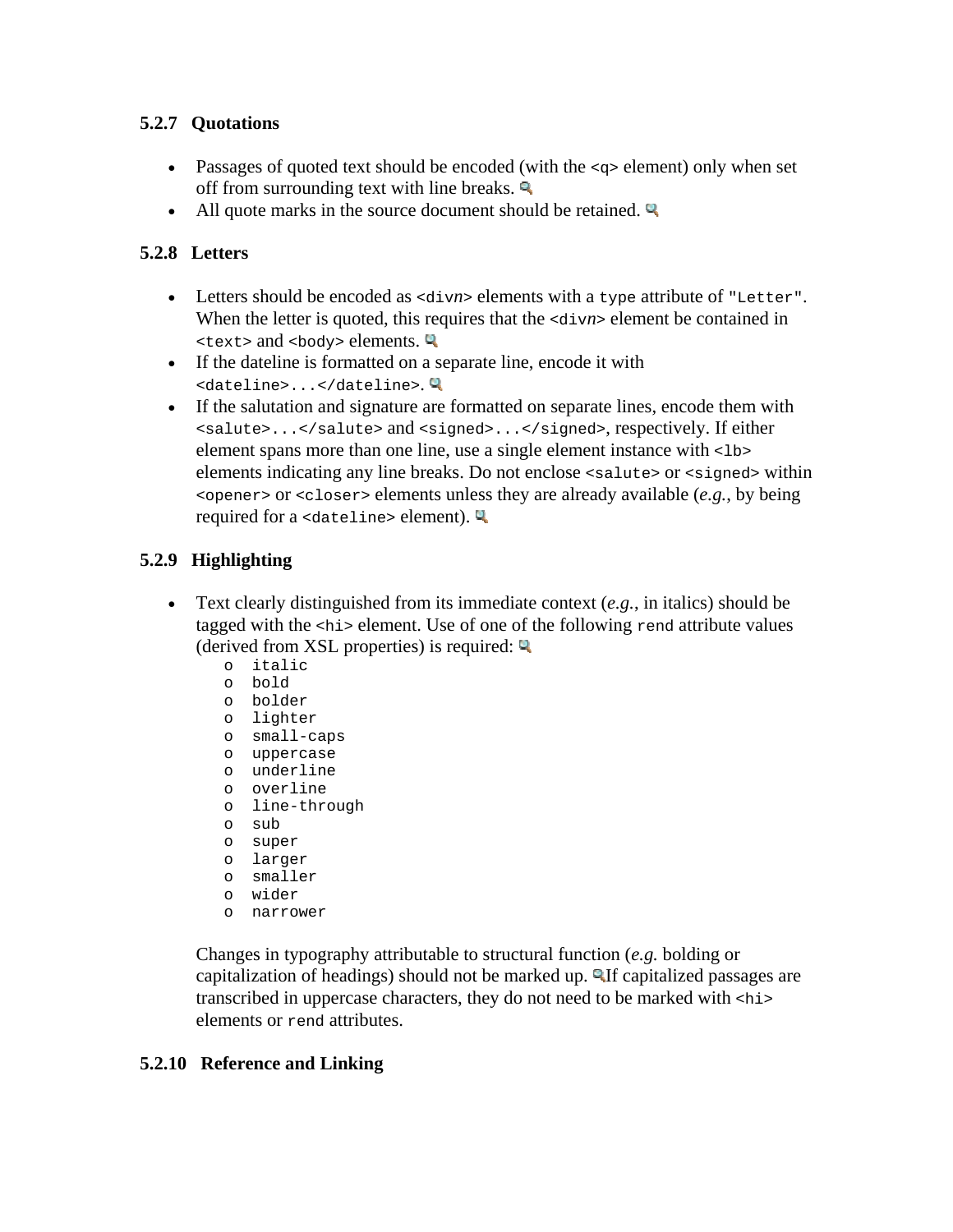### 5.2.7 Quotations

- Passages of quoted text should be encoded (with the `<q>` element) only when set off from surrounding text with line breaks.
- All quote marks in the source document should be retained.

### 5.2.8 Letters

- Letters should be encoded as `<div`*n*`>` elements with a `type` attribute of `"Letter"`. When the letter is quoted, this requires that the `<div`*n*`>` element be contained in `<text>` and `<body>` elements.
- If the dateline is formatted on a separate line, encode it with `<dateline>...</dateline>`.
- If the salutation and signature are formatted on separate lines, encode them with `<salute>...</salute>` and `<signed>...</signed>`, respectively. If either element spans more than one line, use a single element instance with `<lb>` elements indicating any line breaks. Do not enclose `<salute>` or `<signed>` within `<opener>` or `<closer>` elements unless they are already available (*e.g.*, by being required for a `<dateline>` element).

### 5.2.9 Highlighting

- Text clearly distinguished from its immediate context (*e.g.*, in italics) should be tagged with the `<hi>` element. Use of one of the following `rend` attribute values (derived from XSL properties) is required:
  - `italic`
  - `bold`
  - `bolder`
  - `lighter`
  - `small-caps`
  - `uppercase`
  - `underline`
  - `overline`
  - `line-through`
  - `sub`
  - `super`
  - `larger`
  - `smaller`
  - `wider`
  - `narrower`

  Changes in typography attributable to structural function (*e.g.* bolding or capitalization of headings) should not be marked up. If capitalized passages are transcribed in uppercase characters, they do not need to be marked with `<hi>` elements or `rend` attributes.

### 5.2.10 Reference and Linking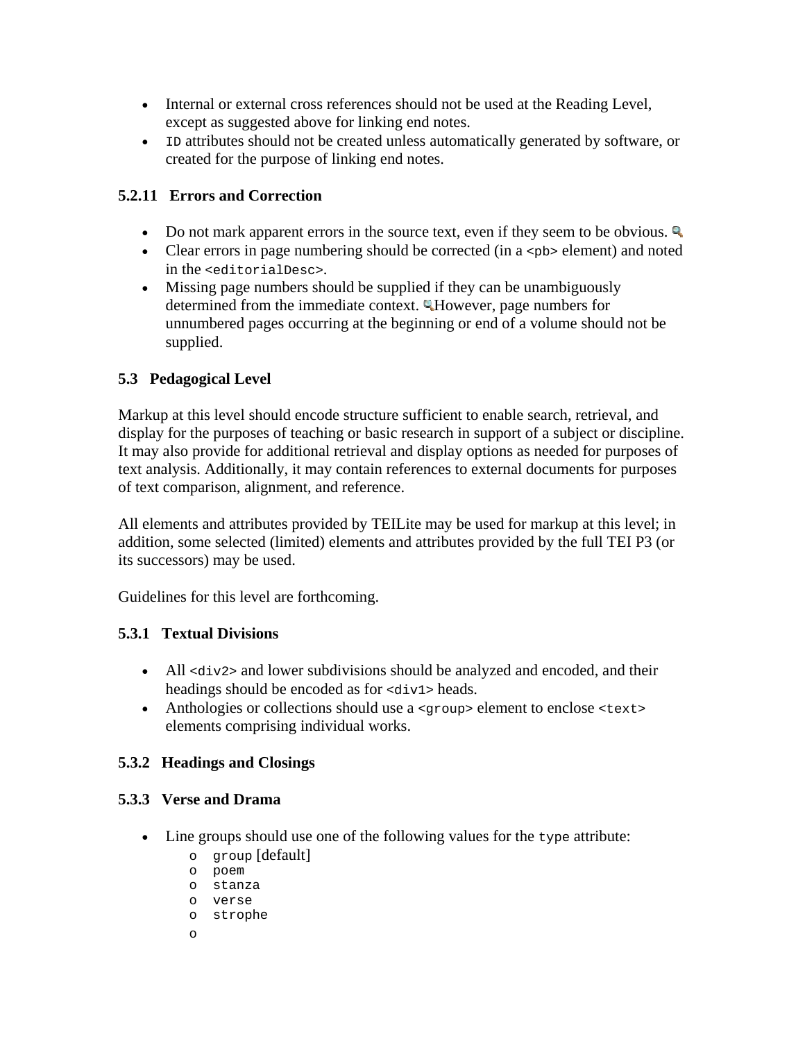- Internal or external cross references should not be used at the Reading Level, except as suggested above for linking end notes.
- `ID` attributes should not be created unless automatically generated by software, or created for the purpose of linking end notes.

### 5.2.11 Errors and Correction

- Do not mark apparent errors in the source text, even if they seem to be obvious.
- Clear errors in page numbering should be corrected (in a `<pb>` element) and noted in the `<editorialDesc>`.
- Missing page numbers should be supplied if they can be unambiguously determined from the immediate context. However, page numbers for unnumbered pages occurring at the beginning or end of a volume should not be supplied.

## 5.3 Pedagogical Level

Markup at this level should encode structure sufficient to enable search, retrieval, and display for the purposes of teaching or basic research in support of a subject or discipline. It may also provide for additional retrieval and display options as needed for purposes of text analysis. Additionally, it may contain references to external documents for purposes of text comparison, alignment, and reference.

All elements and attributes provided by TEILite may be used for markup at this level; in addition, some selected (limited) elements and attributes provided by the full TEI P3 (or its successors) may be used.

Guidelines for this level are forthcoming.

### 5.3.1 Textual Divisions

- All `<div2>` and lower subdivisions should be analyzed and encoded, and their headings should be encoded as for `<div1>` heads.
- Anthologies or collections should use a `<group>` element to enclose `<text>` elements comprising individual works.

### 5.3.2 Headings and Closings

### 5.3.3 Verse and Drama

- Line groups should use one of the following values for the `type` attribute:
  - `group` [default]
  - `poem`
  - `stanza`
  - `verse`
  - `strophe`
  -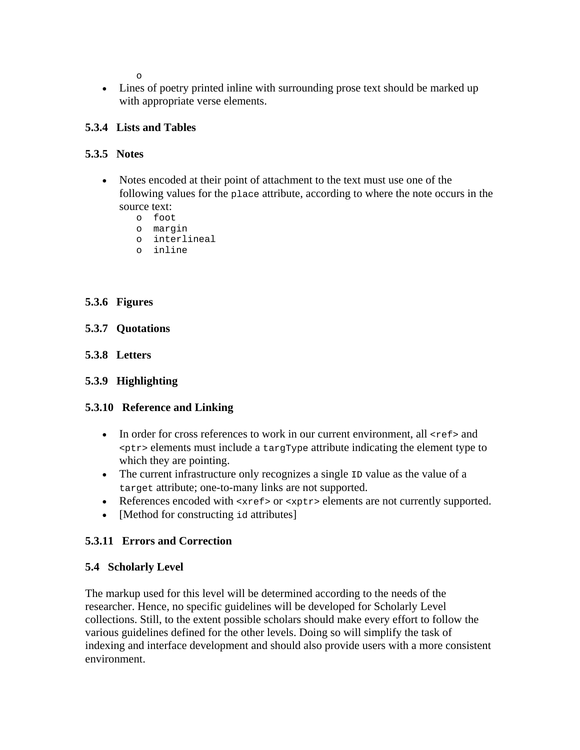- Lines of poetry printed inline with surrounding prose text should be marked up with appropriate verse elements.

### 5.3.4 Lists and Tables

### 5.3.5 Notes

- Notes encoded at their point of attachment to the text must use one of the following values for the `place` attribute, according to where the note occurs in the source text:
    - `foot`
    - `margin`
    - `interlineal`
    - `inline`

### 5.3.6 Figures

### 5.3.7 Quotations

### 5.3.8 Letters

### 5.3.9 Highlighting

### 5.3.10 Reference and Linking

- In order for cross references to work in our current environment, all `<ref>` and `<ptr>` elements must include a `targType` attribute indicating the element type to which they are pointing.
- The current infrastructure only recognizes a single `ID` value as the value of a `target` attribute; one-to-many links are not supported.
- References encoded with `<xref>` or `<xptr>` elements are not currently supported.
- [Method for constructing `id` attributes]

### 5.3.11 Errors and Correction

## 5.4 Scholarly Level

The markup used for this level will be determined according to the needs of the researcher. Hence, no specific guidelines will be developed for Scholarly Level collections. Still, to the extent possible scholars should make every effort to follow the various guidelines defined for the other levels. Doing so will simplify the task of indexing and interface development and should also provide users with a more consistent environment.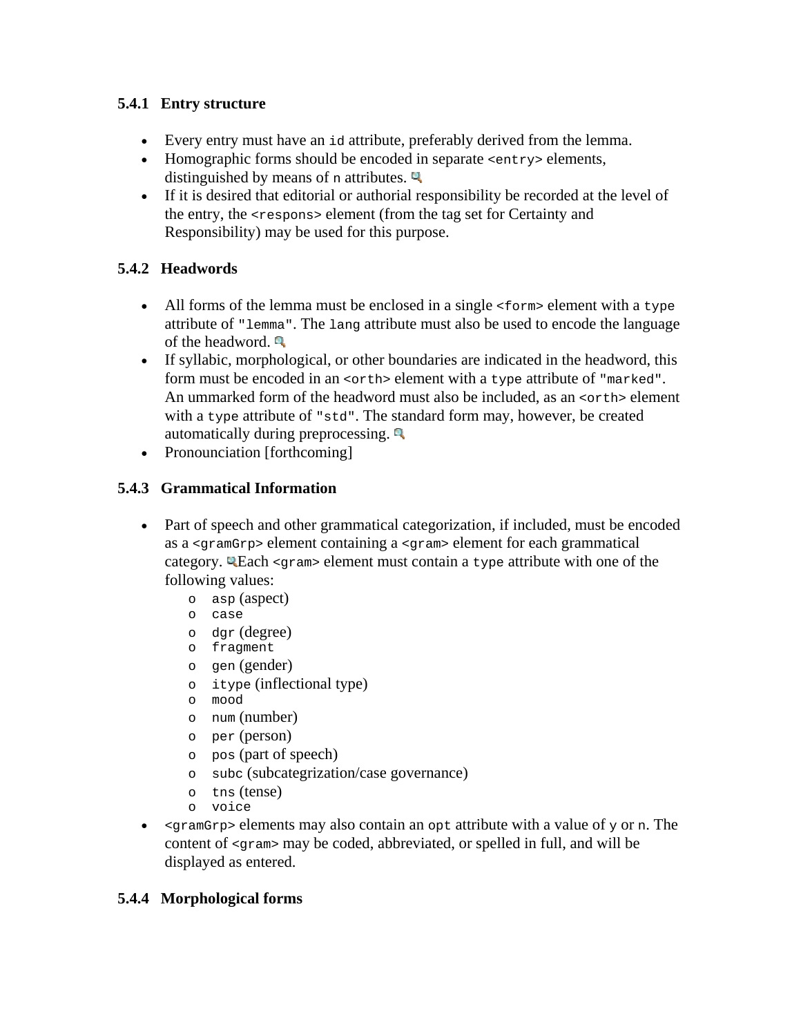### 5.4.1 Entry structure

- Every entry must have an `id` attribute, preferably derived from the lemma.
- Homographic forms should be encoded in separate `<entry>` elements, distinguished by means of `n` attributes.
- If it is desired that editorial or authorial responsibility be recorded at the level of the entry, the `<respons>` element (from the tag set for Certainty and Responsibility) may be used for this purpose.

### 5.4.2 Headwords

- All forms of the lemma must be enclosed in a single `<form>` element with a `type` attribute of `"lemma"`. The `lang` attribute must also be used to encode the language of the headword.
- If syllabic, morphological, or other boundaries are indicated in the headword, this form must be encoded in an `<orth>` element with a `type` attribute of `"marked"`. An unmarked form of the headword must also be included, as an `<orth>` element with a `type` attribute of `"std"`. The standard form may, however, be created automatically during preprocessing.
- Pronounciation [forthcoming]

### 5.4.3 Grammatical Information

- Part of speech and other grammatical categorization, if included, must be encoded as a `<gramGrp>` element containing a `<gram>` element for each grammatical category. Each `<gram>` element must contain a `type` attribute with one of the following values:
    - `asp` (aspect)
    - `case`
    - `dgr` (degree)
    - `fragment`
    - `gen` (gender)
    - `itype` (inflectional type)
    - `mood`
    - `num` (number)
    - `per` (person)
    - `pos` (part of speech)
    - `subc` (subcategrization/case governance)
    - `tns` (tense)
    - `voice`
- `<gramGrp>` elements may also contain an `opt` attribute with a value of `y` or `n`. The content of `<gram>` may be coded, abbreviated, or spelled in full, and will be displayed as entered.

### 5.4.4 Morphological forms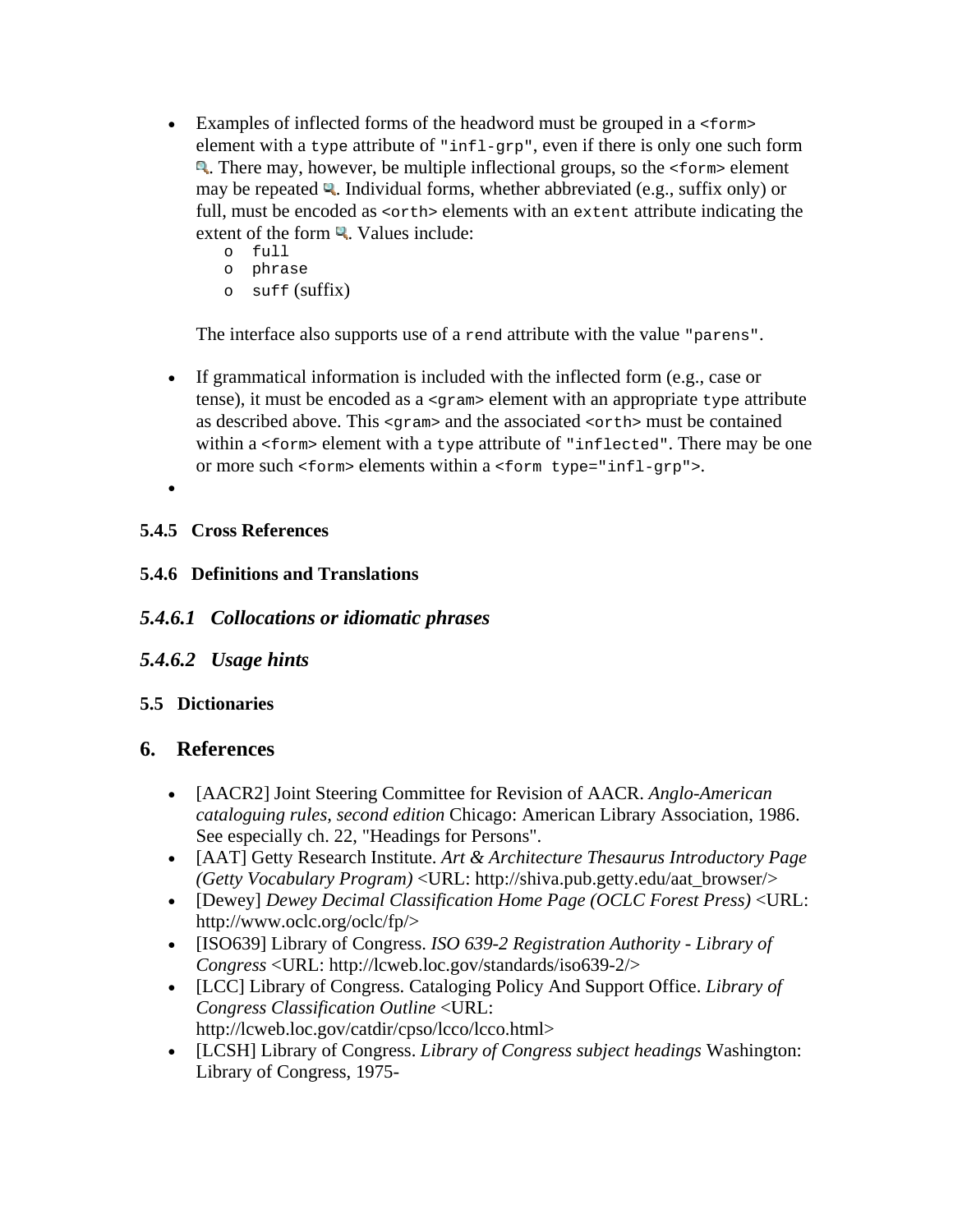- Examples of inflected forms of the headword must be grouped in a `<form>` element with a `type` attribute of `"infl-grp"`, even if there is only one such form. There may, however, be multiple inflectional groups, so the `<form>` element may be repeated. Individual forms, whether abbreviated (e.g., suffix only) or full, must be encoded as `<orth>` elements with an `extent` attribute indicating the extent of the form. Values include:
  - `full`
  - `phrase`
  - `suff` (suffix)

  The interface also supports use of a `rend` attribute with the value `"parens"`.

- If grammatical information is included with the inflected form (e.g., case or tense), it must be encoded as a `<gram>` element with an appropriate `type` attribute as described above. This `<gram>` and the associated `<orth>` must be contained within a `<form>` element with a `type` attribute of `"inflected"`. There may be one or more such `<form>` elements within a `<form type="infl-grp">`.
-

### 5.4.5 Cross References

### 5.4.6 Definitions and Translations

#### *5.4.6.1 Collocations or idiomatic phrases*

#### *5.4.6.2 Usage hints*

### 5.5 Dictionaries

## 6. References

- [AACR2] Joint Steering Committee for Revision of AACR. *Anglo-American cataloguing rules, second edition* Chicago: American Library Association, 1986. See especially ch. 22, "Headings for Persons".
- [AAT] Getty Research Institute. *Art & Architecture Thesaurus Introductory Page (Getty Vocabulary Program)* <URL: http://shiva.pub.getty.edu/aat_browser/>
- [Dewey] *Dewey Decimal Classification Home Page (OCLC Forest Press)* <URL: http://www.oclc.org/oclc/fp/>
- [ISO639] Library of Congress. *ISO 639-2 Registration Authority - Library of Congress* <URL: http://lcweb.loc.gov/standards/iso639-2/>
- [LCC] Library of Congress. Cataloging Policy And Support Office. *Library of Congress Classification Outline* <URL: http://lcweb.loc.gov/catdir/cpso/lcco/lcco.html>
- [LCSH] Library of Congress. *Library of Congress subject headings* Washington: Library of Congress, 1975-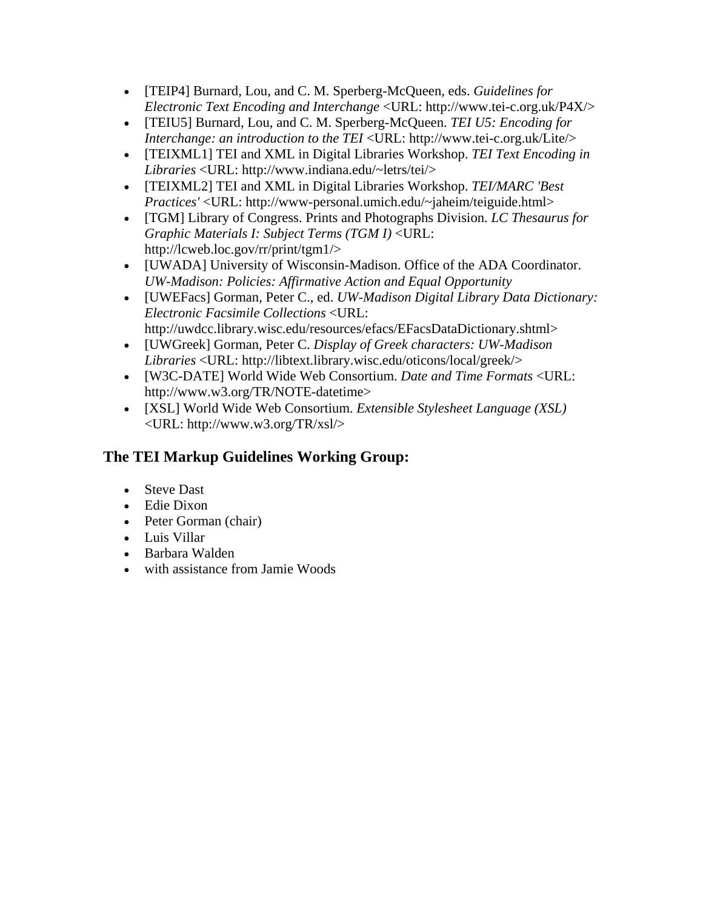- [TEIP4] Burnard, Lou, and C. M. Sperberg-McQueen, eds. *Guidelines for Electronic Text Encoding and Interchange* <URL: http://www.tei-c.org.uk/P4X/>
- [TEIU5] Burnard, Lou, and C. M. Sperberg-McQueen. *TEI U5: Encoding for Interchange: an introduction to the TEI* <URL: http://www.tei-c.org.uk/Lite/>
- [TEIXML1] TEI and XML in Digital Libraries Workshop. *TEI Text Encoding in Libraries* <URL: http://www.indiana.edu/~letrs/tei/>
- [TEIXML2] TEI and XML in Digital Libraries Workshop. *TEI/MARC 'Best Practices'* <URL: http://www-personal.umich.edu/~jaheim/teiguide.html>
- [TGM] Library of Congress. Prints and Photographs Division. *LC Thesaurus for Graphic Materials I: Subject Terms (TGM I)* <URL: http://lcweb.loc.gov/rr/print/tgm1/>
- [UWADA] University of Wisconsin-Madison. Office of the ADA Coordinator. *UW-Madison: Policies: Affirmative Action and Equal Opportunity*
- [UWEFacs] Gorman, Peter C., ed. *UW-Madison Digital Library Data Dictionary: Electronic Facsimile Collections* <URL: http://uwdcc.library.wisc.edu/resources/efacs/EFacsDataDictionary.shtml>
- [UWGreek] Gorman, Peter C. *Display of Greek characters: UW-Madison Libraries* <URL: http://libtext.library.wisc.edu/oticons/local/greek/>
- [W3C-DATE] World Wide Web Consortium. *Date and Time Formats* <URL: http://www.w3.org/TR/NOTE-datetime>
- [XSL] World Wide Web Consortium. *Extensible Stylesheet Language (XSL)* <URL: http://www.w3.org/TR/xsl/>

## The TEI Markup Guidelines Working Group:

- Steve Dast
- Edie Dixon
- Peter Gorman (chair)
- Luis Villar
- Barbara Walden
- with assistance from Jamie Woods